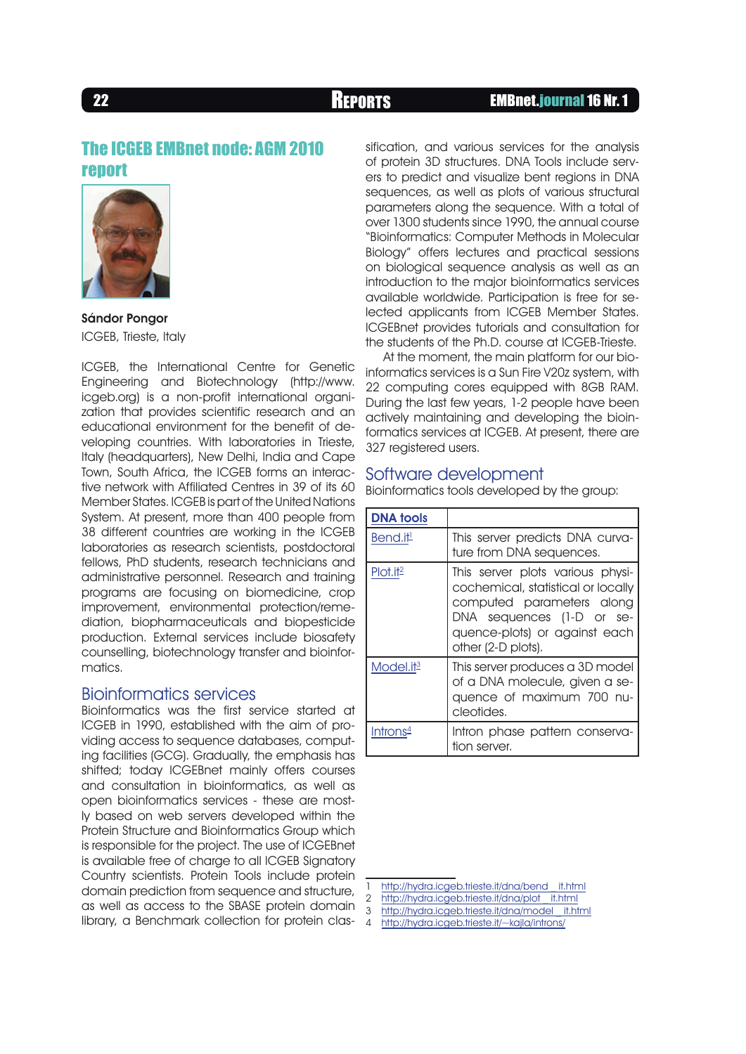# The ICGEB EMBnet node: AGM 2010 report

**Sándor Pongor**

ICGEB, Trieste, Italy

ICGEB, the International Centre for Genetic Engineering and Biotechnology (http://www.icgeb.org) is a non-profit international organization that provides scientific research and an educational environment for the benefit of developing countries. With laboratories in Trieste, Italy (headquarters), New Delhi, India and Cape Town, South Africa, the ICGEB forms an interactive network with Affiliated Centres in 39 of its 60 Member States. ICGEB is part of the United Nations System. At present, more than 400 people from 38 different countries are working in the ICGEB laboratories as research scientists, postdoctoral fellows, PhD students, research technicians and administrative personnel. Research and training programs are focusing on biomedicine, crop improvement, environmental protection/remediation, biopharmaceuticals and biopesticide production. External services include biosafety counselling, biotechnology transfer and bioinformatics.

## Bioinformatics services

Bioinformatics was the first service started at ICGEB in 1990, established with the aim of providing access to sequence databases, computing facilities (GCG). Gradually, the emphasis has shifted; today ICGEBnet mainly offers courses and consultation in bioinformatics, as well as open bioinformatics services - these are mostly based on web servers developed within the Protein Structure and Bioinformatics Group which is responsible for the project. The use of ICGEBnet is available free of charge to all ICGEB Signatory Country scientists. Protein Tools include protein domain prediction from sequence and structure, as well as access to the SBASE protein domain library, a Benchmark collection for protein classification, and various services for the analysis of protein 3D structures. DNA Tools include servers to predict and visualize bent regions in DNA sequences, as well as plots of various structural parameters along the sequence. With a total of over 1300 students since 1990, the annual course "Bioinformatics: Computer Methods in Molecular Biology" offers lectures and practical sessions on biological sequence analysis as well as an introduction to the major bioinformatics services available worldwide. Participation is free for selected applicants from ICGEB Member States. ICGEBnet provides tutorials and consultation for the students of the Ph.D. course at ICGEB-Trieste.

At the moment, the main platform for our bioinformatics services is a Sun Fire V20z system, with 22 computing cores equipped with 8GB RAM. During the last few years, 1-2 people have been actively maintaining and developing the bioinformatics services at ICGEB. At present, there are 327 registered users.

## Software development

Bioinformatics tools developed by the group:

| **DNA tools** | |
|---|---|
| Bend.it[1] | This server predicts DNA curvature from DNA sequences. |
| Plot.it[2] | This server plots various physicochemical, statistical or locally computed parameters along DNA sequences (1-D or sequence-plots) or against each other (2-D plots). |
| Model.it[3] | This server produces a 3D model of a DNA molecule, given a sequence of maximum 700 nucleotides. |
| Introns[4] | Intron phase pattern conservation server. |

1 http://hydra.icgeb.trieste.it/dna/bend_it.html
2 http://hydra.icgeb.trieste.it/dna/plot_it.html
3 http://hydra.icgeb.trieste.it/dna/model_it.html
4 http://hydra.icgeb.trieste.it/~kajla/introns/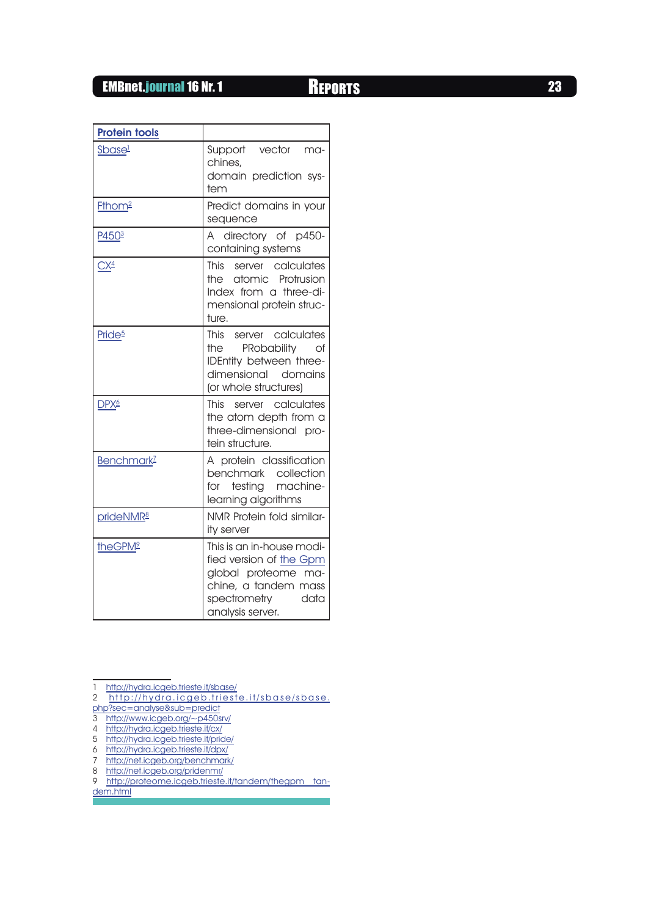| Protein tools | |
|---|---|
| Sbase[1] | Support vector machines, domain prediction system |
| Fthom[2] | Predict domains in your sequence |
| P450[3] | A directory of p450-containing systems |
| CX[4] | This server calculates the atomic Protrusion Index from a three-dimensional protein structure. |
| Pride[5] | This server calculates the PRobability of IDEntity between three-dimensional domains (or whole structures) |
| DPX[6] | This server calculates the atom depth from a three-dimensional protein structure. |
| Benchmark[7] | A protein classification benchmark collection for testing machine-learning algorithms |
| prideNMR[8] | NMR Protein fold similarity server |
| theGPM[9] | This is an in-house modified version of the Gpm global proteome machine, a tandem mass spectrometry data analysis server. |

1 http://hydra.icgeb.trieste.it/sbase/
2 http://hydra.icgeb.trieste.it/sbase/sbase.php?sec=analyse&sub=predict
3 http://www.icgeb.org/~p450srv/
4 http://hydra.icgeb.trieste.it/cx/
5 http://hydra.icgeb.trieste.it/pride/
6 http://hydra.icgeb.trieste.it/dpx/
7 http://net.icgeb.org/benchmark/
8 http://net.icgeb.org/pridenmr/
9 http://proteome.icgeb.trieste.it/tandem/thegpm_tandem.html